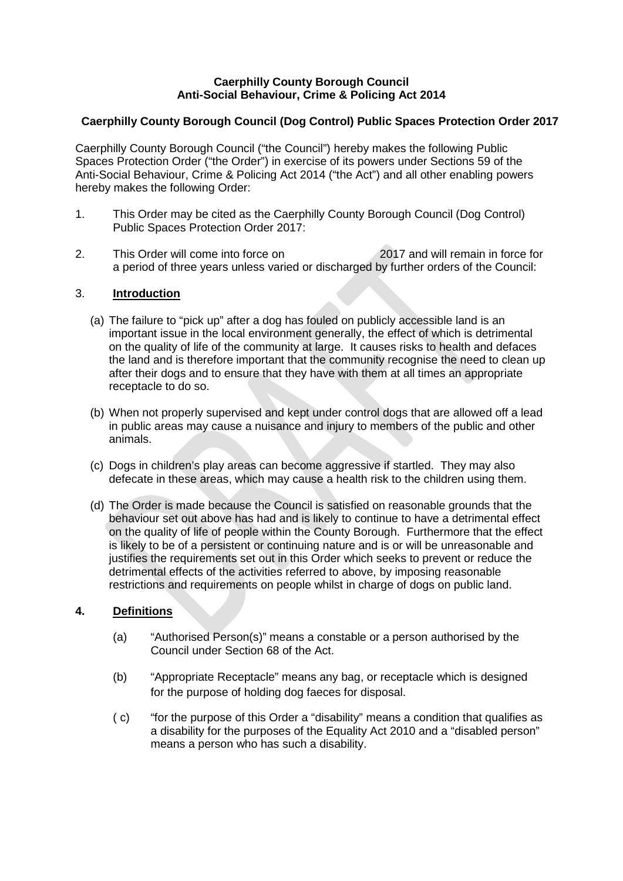**Caerphilly County Borough Council**
**Anti-Social Behaviour, Crime & Policing Act 2014**

**Caerphilly County Borough Council (Dog Control) Public Spaces Protection Order 2017**

Caerphilly County Borough Council ("the Council") hereby makes the following Public Spaces Protection Order ("the Order") in exercise of its powers under Sections 59 of the Anti-Social Behaviour, Crime & Policing Act 2014 ("the Act") and all other enabling powers hereby makes the following Order:

1. This Order may be cited as the Caerphilly County Borough Council (Dog Control) Public Spaces Protection Order 2017:

2. This Order will come into force on 2017 and will remain in force for a period of three years unless varied or discharged by further orders of the Council:

3. **Introduction**

   (a) The failure to "pick up" after a dog has fouled on publicly accessible land is an important issue in the local environment generally, the effect of which is detrimental on the quality of life of the community at large. It causes risks to health and defaces the land and is therefore important that the community recognise the need to clean up after their dogs and to ensure that they have with them at all times an appropriate receptacle to do so.

   (b) When not properly supervised and kept under control dogs that are allowed off a lead in public areas may cause a nuisance and injury to members of the public and other animals.

   (c) Dogs in children's play areas can become aggressive if startled. They may also defecate in these areas, which may cause a health risk to the children using them.

   (d) The Order is made because the Council is satisfied on reasonable grounds that the behaviour set out above has had and is likely to continue to have a detrimental effect on the quality of life of people within the County Borough. Furthermore that the effect is likely to be of a persistent or continuing nature and is or will be unreasonable and justifies the requirements set out in this Order which seeks to prevent or reduce the detrimental effects of the activities referred to above, by imposing reasonable restrictions and requirements on people whilst in charge of dogs on public land.

**4. Definitions**

   (a) "Authorised Person(s)" means a constable or a person authorised by the Council under Section 68 of the Act.

   (b) "Appropriate Receptacle" means any bag, or receptacle which is designed for the purpose of holding dog faeces for disposal.

   ( c) "for the purpose of this Order a "disability" means a condition that qualifies as a disability for the purposes of the Equality Act 2010 and a "disabled person" means a person who has such a disability.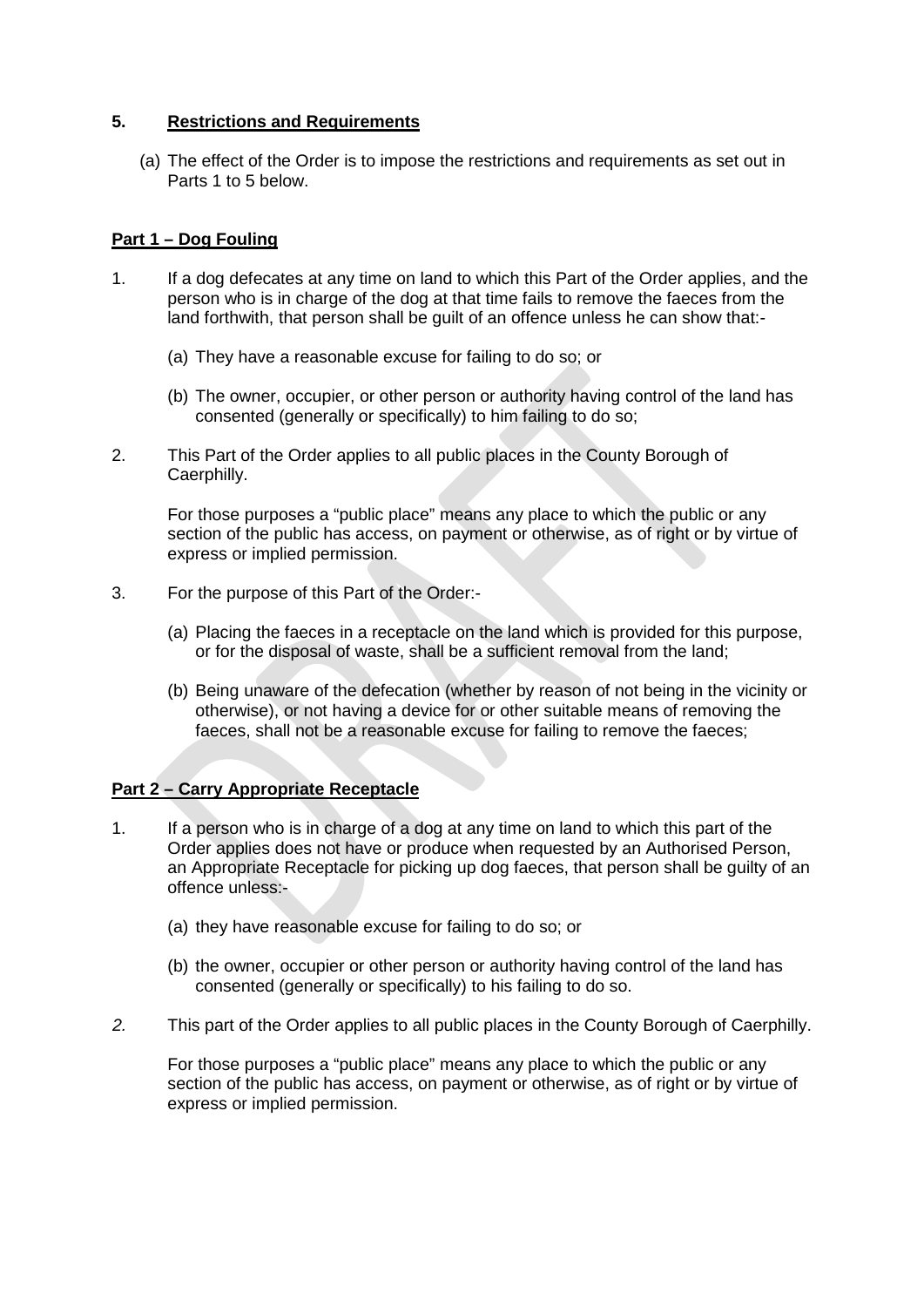## 5. <u>Restrictions and Requirements</u>

(a) The effect of the Order is to impose the restrictions and requirements as set out in Parts 1 to 5 below.

### <u>Part 1 – Dog Fouling</u>

1. If a dog defecates at any time on land to which this Part of the Order applies, and the person who is in charge of the dog at that time fails to remove the faeces from the land forthwith, that person shall be guilt of an offence unless he can show that:-

   (a) They have a reasonable excuse for failing to do so; or

   (b) The owner, occupier, or other person or authority having control of the land has consented (generally or specifically) to him failing to do so;

2. This Part of the Order applies to all public places in the County Borough of Caerphilly.

   For those purposes a "public place" means any place to which the public or any section of the public has access, on payment or otherwise, as of right or by virtue of express or implied permission.

3. For the purpose of this Part of the Order:-

   (a) Placing the faeces in a receptacle on the land which is provided for this purpose, or for the disposal of waste, shall be a sufficient removal from the land;

   (b) Being unaware of the defecation (whether by reason of not being in the vicinity or otherwise), or not having a device for or other suitable means of removing the faeces, shall not be a reasonable excuse for failing to remove the faeces;

### <u>Part 2 – Carry Appropriate Receptacle</u>

1. If a person who is in charge of a dog at any time on land to which this part of the Order applies does not have or produce when requested by an Authorised Person, an Appropriate Receptacle for picking up dog faeces, that person shall be guilty of an offence unless:-

   (a) they have reasonable excuse for failing to do so; or

   (b) the owner, occupier or other person or authority having control of the land has consented (generally or specifically) to his failing to do so.

*2.* This part of the Order applies to all public places in the County Borough of Caerphilly.

   For those purposes a "public place" means any place to which the public or any section of the public has access, on payment or otherwise, as of right or by virtue of express or implied permission.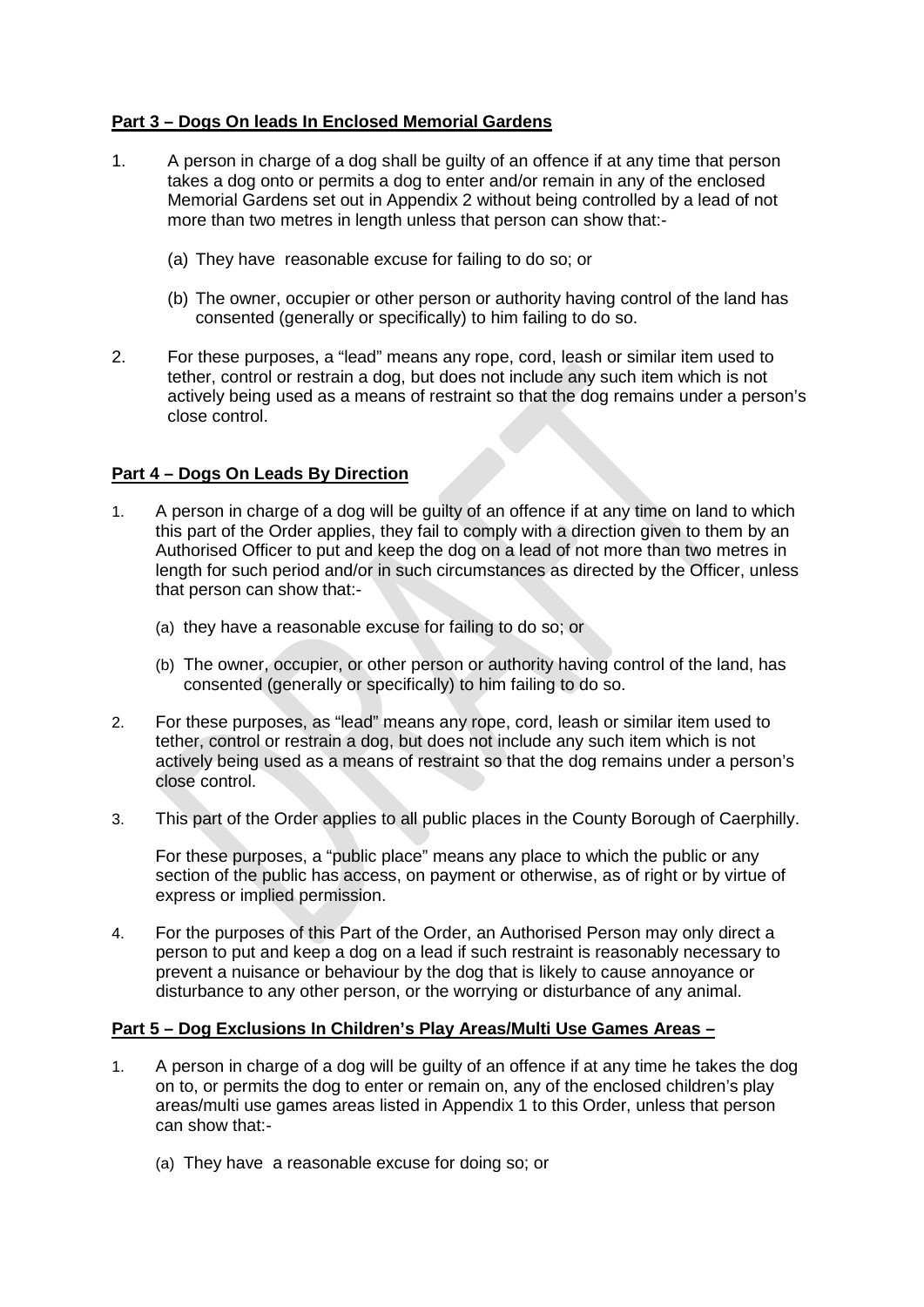**Part 3 – Dogs On leads In Enclosed Memorial Gardens**

1. A person in charge of a dog shall be guilty of an offence if at any time that person takes a dog onto or permits a dog to enter and/or remain in any of the enclosed Memorial Gardens set out in Appendix 2 without being controlled by a lead of not more than two metres in length unless that person can show that:-

   (a) They have reasonable excuse for failing to do so; or

   (b) The owner, occupier or other person or authority having control of the land has consented (generally or specifically) to him failing to do so.

2. For these purposes, a "lead" means any rope, cord, leash or similar item used to tether, control or restrain a dog, but does not include any such item which is not actively being used as a means of restraint so that the dog remains under a person's close control.

**Part 4 – Dogs On Leads By Direction**

1. A person in charge of a dog will be guilty of an offence if at any time on land to which this part of the Order applies, they fail to comply with a direction given to them by an Authorised Officer to put and keep the dog on a lead of not more than two metres in length for such period and/or in such circumstances as directed by the Officer, unless that person can show that:-

   (a) they have a reasonable excuse for failing to do so; or

   (b) The owner, occupier, or other person or authority having control of the land, has consented (generally or specifically) to him failing to do so.

2. For these purposes, as "lead" means any rope, cord, leash or similar item used to tether, control or restrain a dog, but does not include any such item which is not actively being used as a means of restraint so that the dog remains under a person's close control.

3. This part of the Order applies to all public places in the County Borough of Caerphilly.

   For these purposes, a "public place" means any place to which the public or any section of the public has access, on payment or otherwise, as of right or by virtue of express or implied permission.

4. For the purposes of this Part of the Order, an Authorised Person may only direct a person to put and keep a dog on a lead if such restraint is reasonably necessary to prevent a nuisance or behaviour by the dog that is likely to cause annoyance or disturbance to any other person, or the worrying or disturbance of any animal.

**Part 5 – Dog Exclusions In Children's Play Areas/Multi Use Games Areas –**

1. A person in charge of a dog will be guilty of an offence if at any time he takes the dog on to, or permits the dog to enter or remain on, any of the enclosed children's play areas/multi use games areas listed in Appendix 1 to this Order, unless that person can show that:-

   (a) They have a reasonable excuse for doing so; or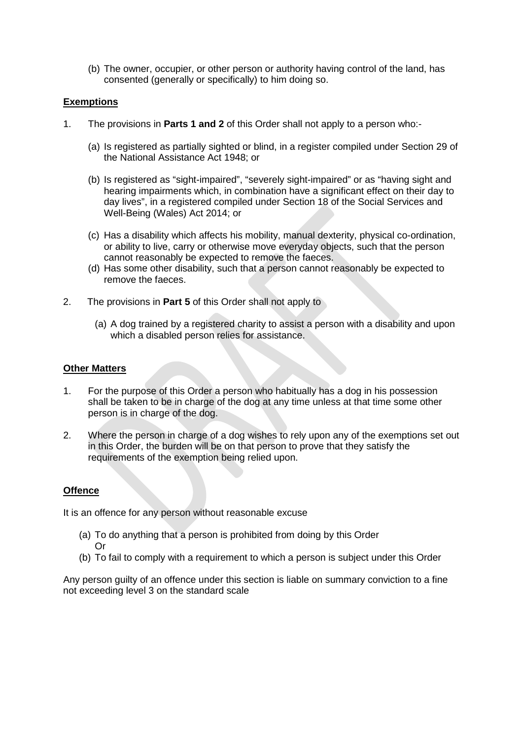(b) The owner, occupier, or other person or authority having control of the land, has consented (generally or specifically) to him doing so.

**Exemptions**

1. The provisions in **Parts 1 and 2** of this Order shall not apply to a person who:-

   (a) Is registered as partially sighted or blind, in a register compiled under Section 29 of the National Assistance Act 1948; or

   (b) Is registered as "sight-impaired", "severely sight-impaired" or as "having sight and hearing impairments which, in combination have a significant effect on their day to day lives", in a registered compiled under Section 18 of the Social Services and Well-Being (Wales) Act 2014; or

   (c) Has a disability which affects his mobility, manual dexterity, physical co-ordination, or ability to live, carry or otherwise move everyday objects, such that the person cannot reasonably be expected to remove the faeces.

   (d) Has some other disability, such that a person cannot reasonably be expected to remove the faeces.

2. The provisions in **Part 5** of this Order shall not apply to

   (a) A dog trained by a registered charity to assist a person with a disability and upon which a disabled person relies for assistance.

**Other Matters**

1. For the purpose of this Order a person who habitually has a dog in his possession shall be taken to be in charge of the dog at any time unless at that time some other person is in charge of the dog.

2. Where the person in charge of a dog wishes to rely upon any of the exemptions set out in this Order, the burden will be on that person to prove that they satisfy the requirements of the exemption being relied upon.

**Offence**

It is an offence for any person without reasonable excuse

(a) To do anything that a person is prohibited from doing by this Order
Or

(b) To fail to comply with a requirement to which a person is subject under this Order

Any person guilty of an offence under this section is liable on summary conviction to a fine not exceeding level 3 on the standard scale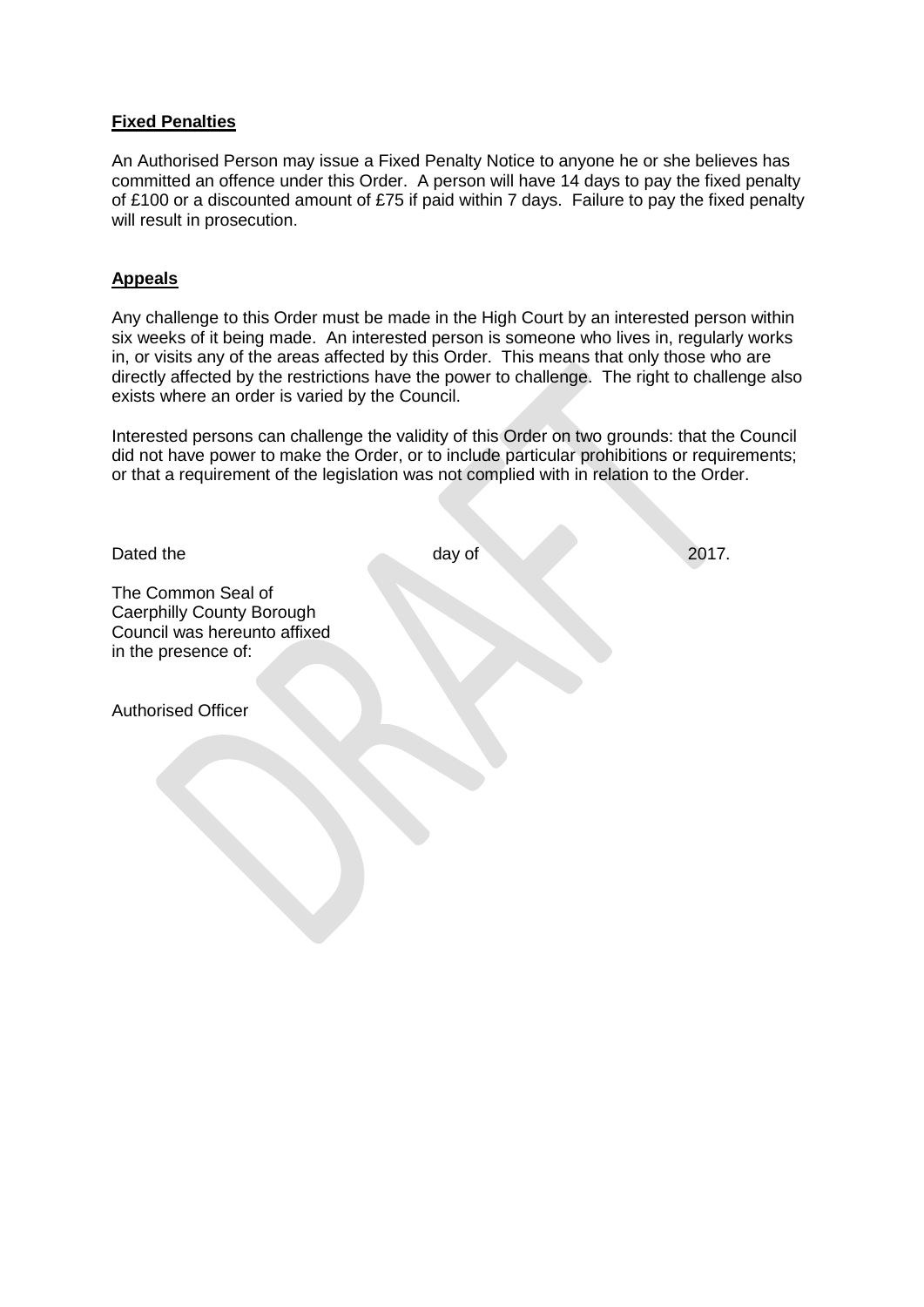**Fixed Penalties**

An Authorised Person may issue a Fixed Penalty Notice to anyone he or she believes has committed an offence under this Order. A person will have 14 days to pay the fixed penalty of £100 or a discounted amount of £75 if paid within 7 days. Failure to pay the fixed penalty will result in prosecution.

**Appeals**

Any challenge to this Order must be made in the High Court by an interested person within six weeks of it being made. An interested person is someone who lives in, regularly works in, or visits any of the areas affected by this Order. This means that only those who are directly affected by the restrictions have the power to challenge. The right to challenge also exists where an order is varied by the Council.

Interested persons can challenge the validity of this Order on two grounds: that the Council did not have power to make the Order, or to include particular prohibitions or requirements; or that a requirement of the legislation was not complied with in relation to the Order.

Dated the                    day of                    2017.

The Common Seal of
Caerphilly County Borough
Council was hereunto affixed
in the presence of:

Authorised Officer